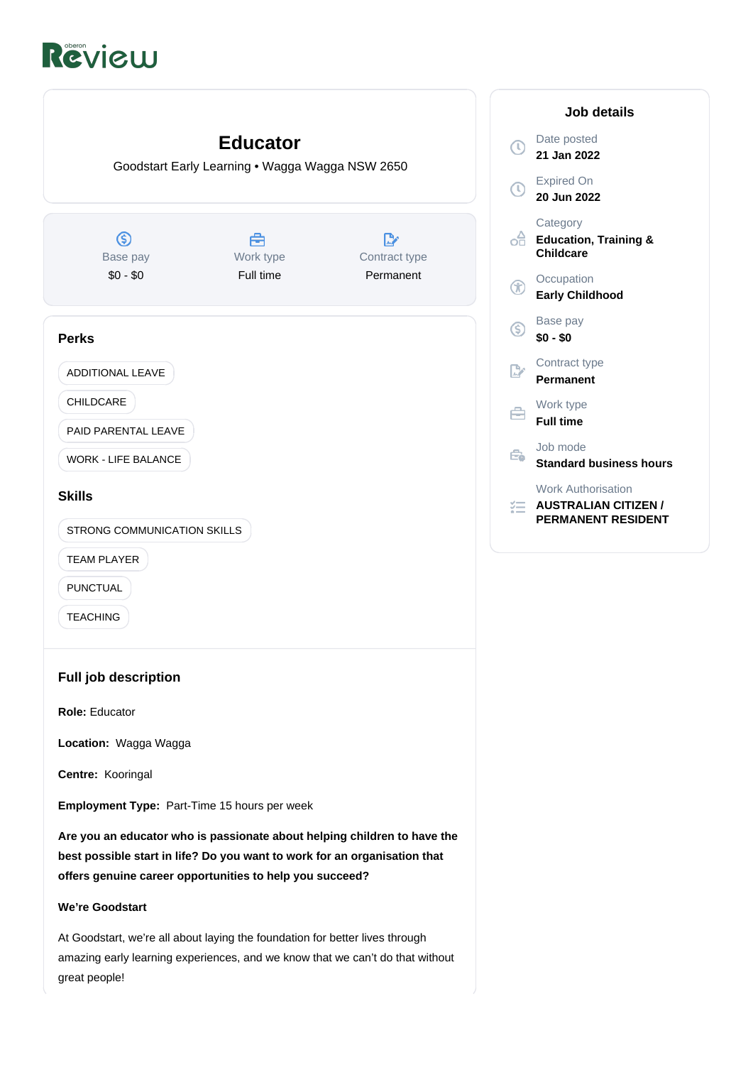oberon Review

# Educator

Goodstart Early Learning • Wagga Wagga NSW 2650

| Base pay | Work type | Contract type |
| --- | --- | --- |
| $0 - $0 | Full time | Permanent |

## Job details

Date posted
**21 Jan 2022**

Expired On
**20 Jun 2022**

Category
**Education, Training & Childcare**

Occupation
**Early Childhood**

Base pay
**$0 - $0**

Contract type
**Permanent**

Work type
**Full time**

Job mode
**Standard business hours**

Work Authorisation
**AUSTRALIAN CITIZEN / PERMANENT RESIDENT**

## Perks

- ADDITIONAL LEAVE
- CHILDCARE
- PAID PARENTAL LEAVE
- WORK - LIFE BALANCE

## Skills

- STRONG COMMUNICATION SKILLS
- TEAM PLAYER
- PUNCTUAL
- TEACHING

## Full job description

**Role:** Educator

**Location:** Wagga Wagga

**Centre:** Kooringal

**Employment Type:** Part-Time 15 hours per week

**Are you an educator who is passionate about helping children to have the best possible start in life? Do you want to work for an organisation that offers genuine career opportunities to help you succeed?**

**We're Goodstart**

At Goodstart, we're all about laying the foundation for better lives through amazing early learning experiences, and we know that we can't do that without great people!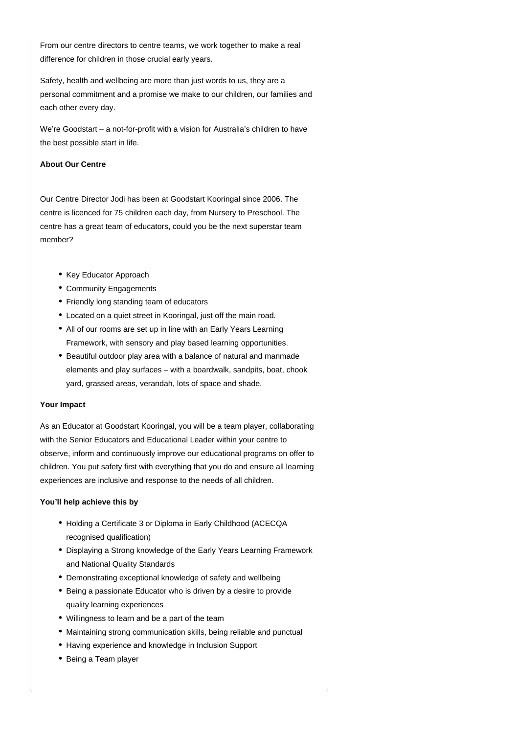From our centre directors to centre teams, we work together to make a real difference for children in those crucial early years.

Safety, health and wellbeing are more than just words to us, they are a personal commitment and a promise we make to our children, our families and each other every day.

We're Goodstart – a not-for-profit with a vision for Australia's children to have the best possible start in life.

**About Our Centre**

Our Centre Director Jodi has been at Goodstart Kooringal since 2006. The centre is licenced for 75 children each day, from Nursery to Preschool. The centre has a great team of educators, could you be the next superstar team member?

- Key Educator Approach
- Community Engagements
- Friendly long standing team of educators
- Located on a quiet street in Kooringal, just off the main road.
- All of our rooms are set up in line with an Early Years Learning Framework, with sensory and play based learning opportunities.
- Beautiful outdoor play area with a balance of natural and manmade elements and play surfaces – with a boardwalk, sandpits, boat, chook yard, grassed areas, verandah, lots of space and shade.

**Your Impact**

As an Educator at Goodstart Kooringal, you will be a team player, collaborating with the Senior Educators and Educational Leader within your centre to observe, inform and continuously improve our educational programs on offer to children. You put safety first with everything that you do and ensure all learning experiences are inclusive and response to the needs of all children.

**You'll help achieve this by**

- Holding a Certificate 3 or Diploma in Early Childhood (ACECQA recognised qualification)
- Displaying a Strong knowledge of the Early Years Learning Framework and National Quality Standards
- Demonstrating exceptional knowledge of safety and wellbeing
- Being a passionate Educator who is driven by a desire to provide quality learning experiences
- Willingness to learn and be a part of the team
- Maintaining strong communication skills, being reliable and punctual
- Having experience and knowledge in Inclusion Support
- Being a Team player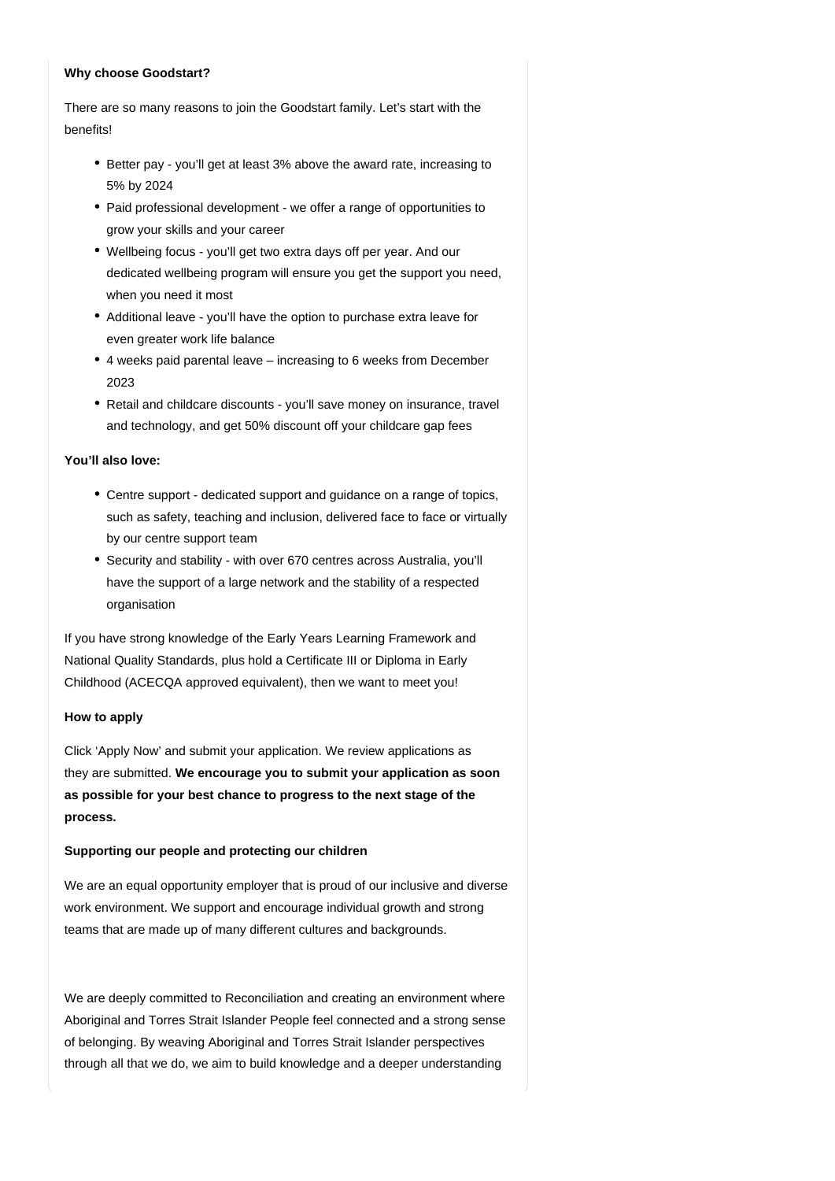**Why choose Goodstart?**

There are so many reasons to join the Goodstart family. Let's start with the benefits!

- Better pay - you'll get at least 3% above the award rate, increasing to 5% by 2024
- Paid professional development - we offer a range of opportunities to grow your skills and your career
- Wellbeing focus - you'll get two extra days off per year. And our dedicated wellbeing program will ensure you get the support you need, when you need it most
- Additional leave - you'll have the option to purchase extra leave for even greater work life balance
- 4 weeks paid parental leave – increasing to 6 weeks from December 2023
- Retail and childcare discounts - you'll save money on insurance, travel and technology, and get 50% discount off your childcare gap fees

**You'll also love:**

- Centre support - dedicated support and guidance on a range of topics, such as safety, teaching and inclusion, delivered face to face or virtually by our centre support team
- Security and stability - with over 670 centres across Australia, you'll have the support of a large network and the stability of a respected organisation

If you have strong knowledge of the Early Years Learning Framework and National Quality Standards, plus hold a Certificate III or Diploma in Early Childhood (ACECQA approved equivalent), then we want to meet you!

**How to apply**

Click 'Apply Now' and submit your application. We review applications as they are submitted. **We encourage you to submit your application as soon as possible for your best chance to progress to the next stage of the process.**

**Supporting our people and protecting our children**

We are an equal opportunity employer that is proud of our inclusive and diverse work environment. We support and encourage individual growth and strong teams that are made up of many different cultures and backgrounds.

We are deeply committed to Reconciliation and creating an environment where Aboriginal and Torres Strait Islander People feel connected and a strong sense of belonging. By weaving Aboriginal and Torres Strait Islander perspectives through all that we do, we aim to build knowledge and a deeper understanding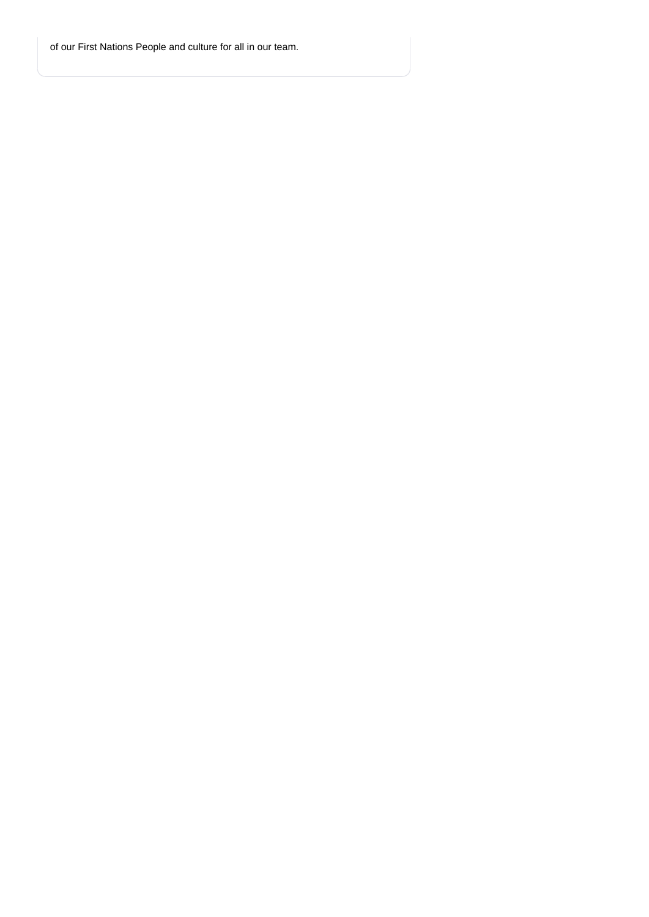of our First Nations People and culture for all in our team.